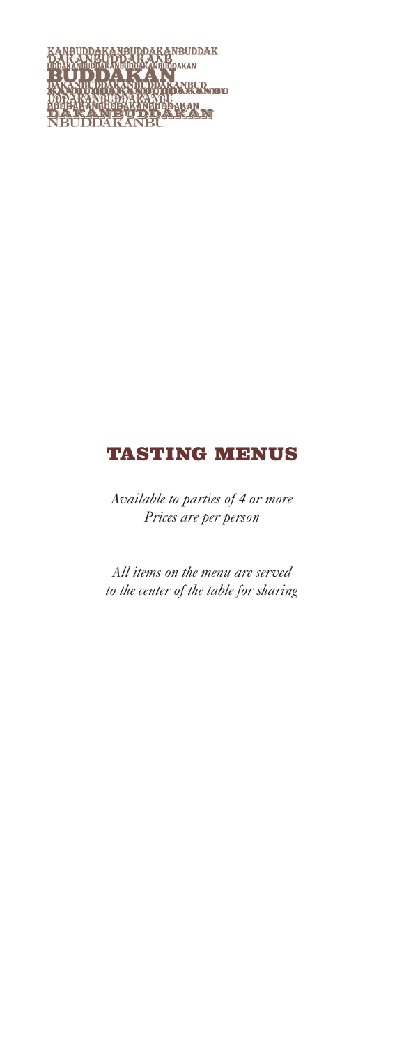KANBUDDAKANBUDDAKANBUDDAK
DAKANBUDDAKANB
UDDAKANBUDDAKANBUDDAKANBUDDAKAN
BUDDAKAN
DAKANBUDDAKANBUDDAKANBUD
KANBUDDAKANBUDDAKANBU
UDDAKANBUDDAKANBU
BUDDAKANBUDDAKANBUDDAKAN
DAKANBUDDAKAN
NBUDDAKANBU

# TASTING MENUS

*Available to parties of 4 or more*
*Prices are per person*

*All items on the menu are served to the center of the table for sharing*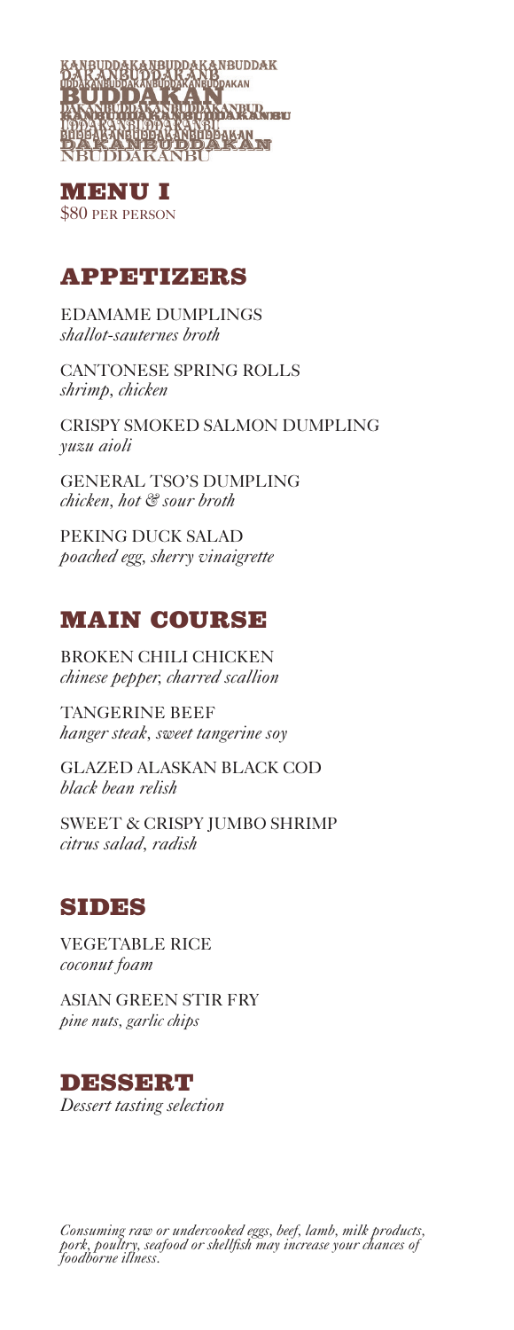KANBUDDAKANBUDDAKANBUDDAK
DAKANBUDDAKANB
UDDAKANBUDDAKANBUDDAKANBUDDAKAN
BUDDAKAN
DAKANBUDDAKANBUDDAKANBUD
KANBUDDAKANBUDDAKANBU
UDDAKANBUDDAKANBU
BUDDAKANBUDDAKANBUDDAKAN
DAKANBUDDAKAN
NBUDDAKANBU

# MENU I

$80 PER PERSON

## APPETIZERS

EDAMAME DUMPLINGS
*shallot-sauternes broth*

CANTONESE SPRING ROLLS
*shrimp, chicken*

CRISPY SMOKED SALMON DUMPLING
*yuzu aioli*

GENERAL TSO'S DUMPLING
*chicken, hot & sour broth*

PEKING DUCK SALAD
*poached egg, sherry vinaigrette*

## MAIN COURSE

BROKEN CHILI CHICKEN
*chinese pepper, charred scallion*

TANGERINE BEEF
*hanger steak, sweet tangerine soy*

GLAZED ALASKAN BLACK COD
*black bean relish*

SWEET & CRISPY JUMBO SHRIMP
*citrus salad, radish*

## SIDES

VEGETABLE RICE
*coconut foam*

ASIAN GREEN STIR FRY
*pine nuts, garlic chips*

## DESSERT

*Dessert tasting selection*

*Consuming raw or undercooked eggs, beef, lamb, milk products, pork, poultry, seafood or shellfish may increase your chances of foodborne illness.*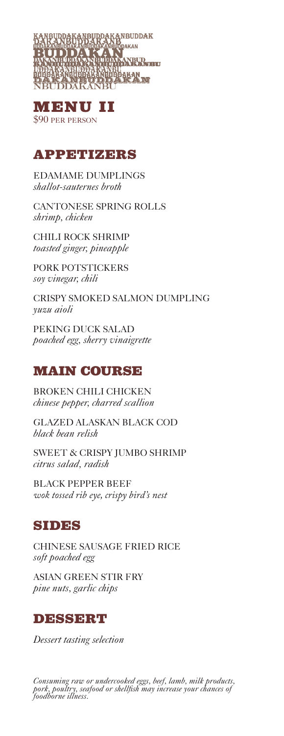KANBUDDAKANBUDDAKANBUDDAK
DAKANBUDDAKANB
UDDAKANBUDDAKANBUDDAKANBUDDAKAN
BUDDAKAN
DAKANBUDDAKANBUDDAKANBUD
KANBUDDAKANBUDDAKANBU
UDDAKANBUDDAKANBU
BUDDAKANBUDDAKANBUDDAKAN
DAKANBUDDAKAN
NBUDDAKANBU

# MENU II

$90 PER PERSON

## APPETIZERS

EDAMAME DUMPLINGS
*shallot-sauternes broth*

CANTONESE SPRING ROLLS
*shrimp, chicken*

CHILI ROCK SHRIMP
*toasted ginger, pineapple*

PORK POTSTICKERS
*soy vinegar, chili*

CRISPY SMOKED SALMON DUMPLING
*yuzu aioli*

PEKING DUCK SALAD
*poached egg, sherry vinaigrette*

## MAIN COURSE

BROKEN CHILI CHICKEN
*chinese pepper, charred scallion*

GLAZED ALASKAN BLACK COD
*black bean relish*

SWEET & CRISPY JUMBO SHRIMP
*citrus salad, radish*

BLACK PEPPER BEEF
*wok tossed rib eye, crispy bird's nest*

## SIDES

CHINESE SAUSAGE FRIED RICE
*soft poached egg*

ASIAN GREEN STIR FRY
*pine nuts, garlic chips*

## DESSERT

*Dessert tasting selection*

*Consuming raw or undercooked eggs, beef, lamb, milk products, pork, poultry, seafood or shellfish may increase your chances of foodborne illness.*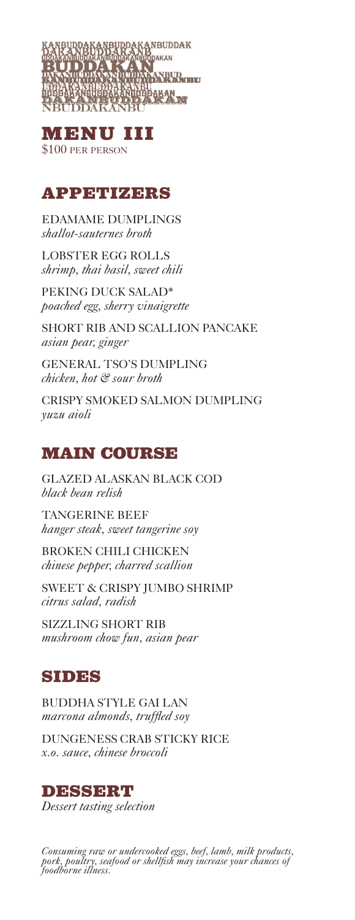# BUDDAKAN

## MENU III

$100 PER PERSON

## APPETIZERS

EDAMAME DUMPLINGS
*shallot-sauternes broth*

LOBSTER EGG ROLLS
*shrimp, thai basil, sweet chili*

PEKING DUCK SALAD*
*poached egg, sherry vinaigrette*

SHORT RIB AND SCALLION PANCAKE
*asian pear, ginger*

GENERAL TSO'S DUMPLING
*chicken, hot & sour broth*

CRISPY SMOKED SALMON DUMPLING
*yuzu aioli*

## MAIN COURSE

GLAZED ALASKAN BLACK COD
*black bean relish*

TANGERINE BEEF
*hanger steak, sweet tangerine soy*

BROKEN CHILI CHICKEN
*chinese pepper, charred scallion*

SWEET & CRISPY JUMBO SHRIMP
*citrus salad, radish*

SIZZLING SHORT RIB
*mushroom chow fun, asian pear*

## SIDES

BUDDHA STYLE GAI LAN
*marcona almonds, truffled soy*

DUNGENESS CRAB STICKY RICE
*x.o. sauce, chinese broccoli*

## DESSERT

*Dessert tasting selection*

*Consuming raw or undercooked eggs, beef, lamb, milk products, pork, poultry, seafood or shellfish may increase your chances of foodborne illness.*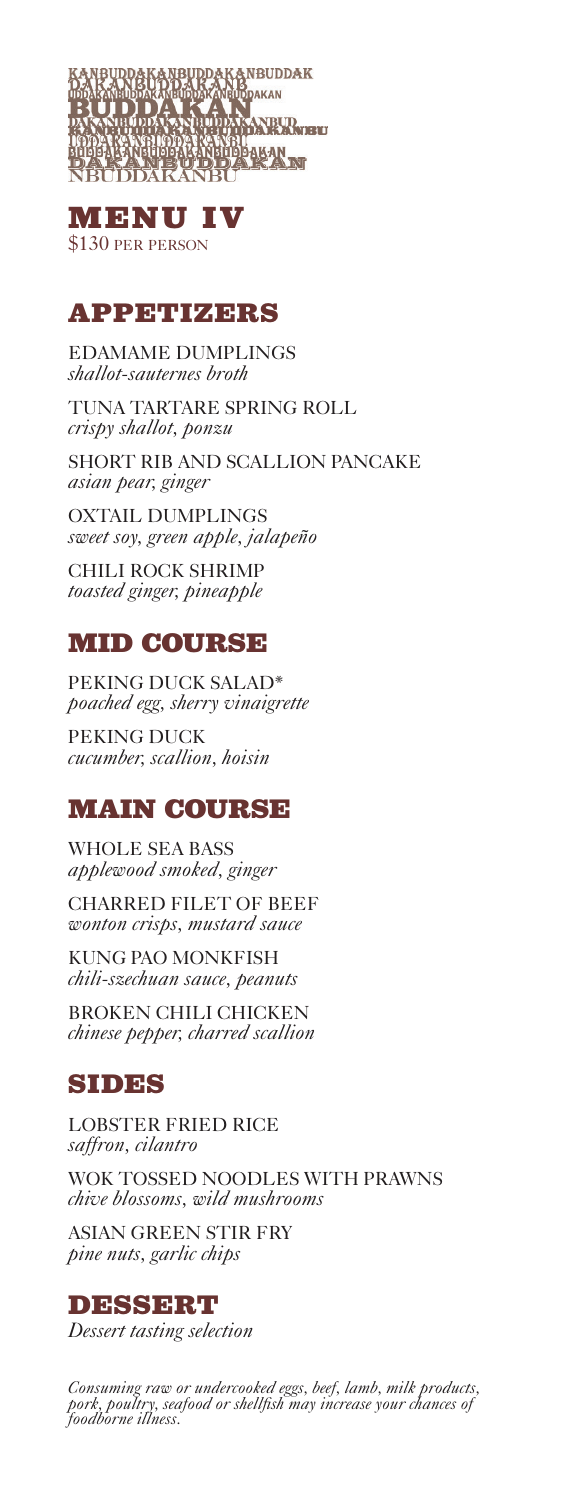BUDDAKAN

# MENU IV

$130 PER PERSON

## APPETIZERS

EDAMAME DUMPLINGS
*shallot-sauternes broth*

TUNA TARTARE SPRING ROLL
*crispy shallot, ponzu*

SHORT RIB AND SCALLION PANCAKE
*asian pear, ginger*

OXTAIL DUMPLINGS
*sweet soy, green apple, jalapeño*

CHILI ROCK SHRIMP
*toasted ginger, pineapple*

## MID COURSE

PEKING DUCK SALAD*
*poached egg, sherry vinaigrette*

PEKING DUCK
*cucumber, scallion, hoisin*

## MAIN COURSE

WHOLE SEA BASS
*applewood smoked, ginger*

CHARRED FILET OF BEEF
*wonton crisps, mustard sauce*

KUNG PAO MONKFISH
*chili-szechuan sauce, peanuts*

BROKEN CHILI CHICKEN
*chinese pepper, charred scallion*

## SIDES

LOBSTER FRIED RICE
*saffron, cilantro*

WOK TOSSED NOODLES WITH PRAWNS
*chive blossoms, wild mushrooms*

ASIAN GREEN STIR FRY
*pine nuts, garlic chips*

## DESSERT

*Dessert tasting selection*

*Consuming raw or undercooked eggs, beef, lamb, milk products, pork, poultry, seafood or shellfish may increase your chances of foodborne illness.*